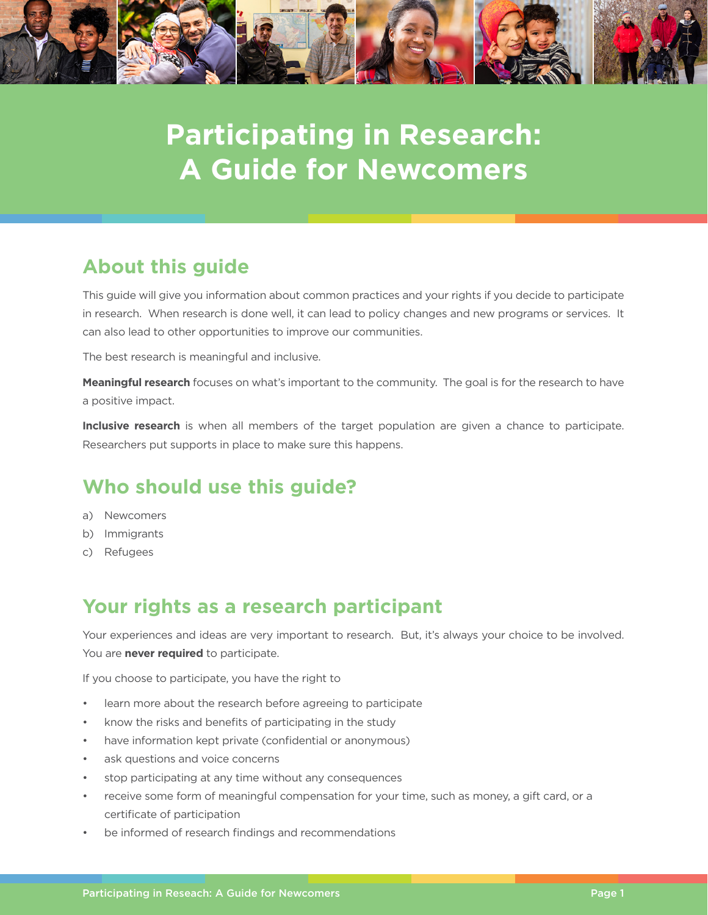# Participating in Research: A Guide for Newcomers

## About this guide

This guide will give you information about common practices and your rights if you decide to participate in research. When research is done well, it can lead to policy changes and new programs or services. It can also lead to other opportunities to improve our communities.

The best research is meaningful and inclusive.

**Meaningful research** focuses on what's important to the community. The goal is for the research to have a positive impact.

**Inclusive research** is when all members of the target population are given a chance to participate. Researchers put supports in place to make sure this happens.

## Who should use this guide?

a) Newcomers
b) Immigrants
c) Refugees

## Your rights as a research participant

Your experiences and ideas are very important to research. But, it's always your choice to be involved. You are **never required** to participate.

If you choose to participate, you have the right to

- learn more about the research before agreeing to participate
- know the risks and benefits of participating in the study
- have information kept private (confidential or anonymous)
- ask questions and voice concerns
- stop participating at any time without any consequences
- receive some form of meaningful compensation for your time, such as money, a gift card, or a certificate of participation
- be informed of research findings and recommendations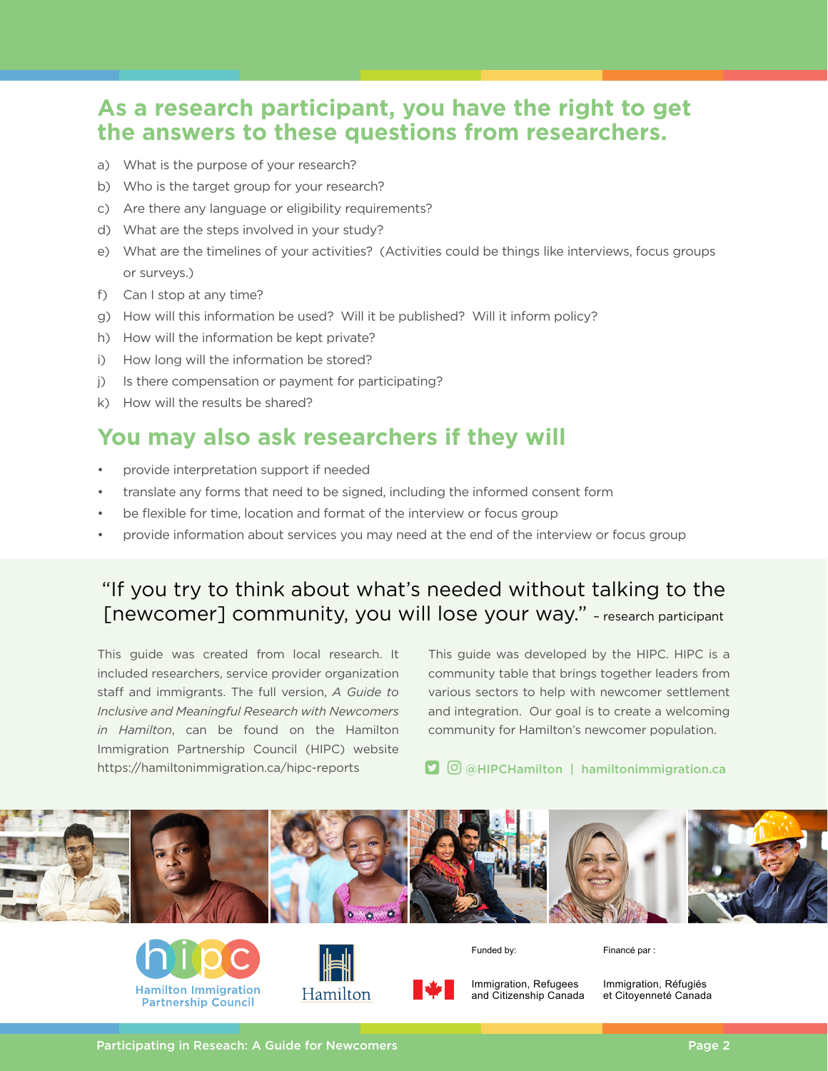## As a research participant, you have the right to get the answers to these questions from researchers.

a) What is the purpose of your research?
b) Who is the target group for your research?
c) Are there any language or eligibility requirements?
d) What are the steps involved in your study?
e) What are the timelines of your activities? (Activities could be things like interviews, focus groups or surveys.)
f) Can I stop at any time?
g) How will this information be used? Will it be published? Will it inform policy?
h) How will the information be kept private?
i) How long will the information be stored?
j) Is there compensation or payment for participating?
k) How will the results be shared?

## You may also ask researchers if they will

- provide interpretation support if needed
- translate any forms that need to be signed, including the informed consent form
- be flexible for time, location and format of the interview or focus group
- provide information about services you may need at the end of the interview or focus group

"If you try to think about what's needed without talking to the [newcomer] community, you will lose your way." – research participant

This guide was created from local research. It included researchers, service provider organization staff and immigrants. The full version, *A Guide to Inclusive and Meaningful Research with Newcomers in Hamilton*, can be found on the Hamilton Immigration Partnership Council (HIPC) website https://hamiltonimmigration.ca/hipc-reports

This guide was developed by the HIPC. HIPC is a community table that brings together leaders from various sectors to help with newcomer settlement and integration. Our goal is to create a welcoming community for Hamilton's newcomer population.

@HIPCHamilton | hamiltonimmigration.ca

Hamilton Immigration Partnership Council

Hamilton

Funded by: Immigration, Refugees and Citizenship Canada

Financé par : Immigration, Réfugiés et Citoyenneté Canada